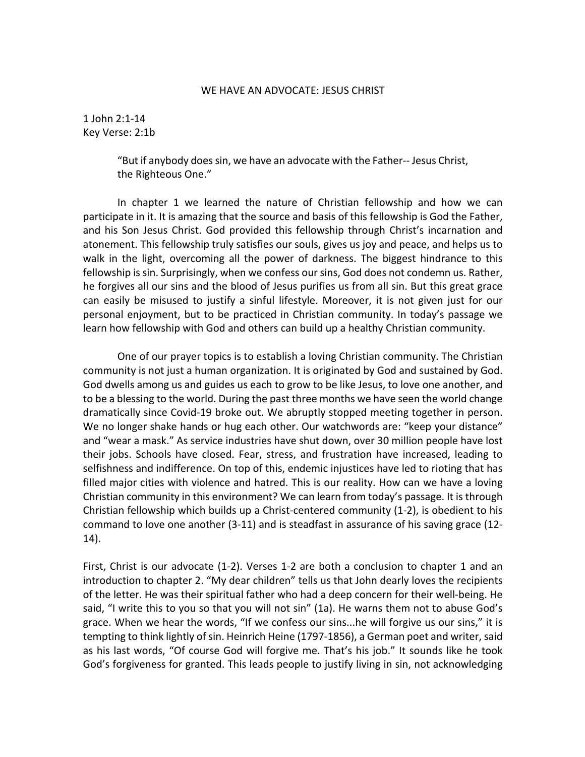# WE HAVE AN ADVOCATE: JESUS CHRIST

1 John 2:1-14
Key Verse: 2:1b

> "But if anybody does sin, we have an advocate with the Father-- Jesus Christ, the Righteous One."

In chapter 1 we learned the nature of Christian fellowship and how we can participate in it. It is amazing that the source and basis of this fellowship is God the Father, and his Son Jesus Christ. God provided this fellowship through Christ's incarnation and atonement. This fellowship truly satisfies our souls, gives us joy and peace, and helps us to walk in the light, overcoming all the power of darkness. The biggest hindrance to this fellowship is sin. Surprisingly, when we confess our sins, God does not condemn us. Rather, he forgives all our sins and the blood of Jesus purifies us from all sin. But this great grace can easily be misused to justify a sinful lifestyle. Moreover, it is not given just for our personal enjoyment, but to be practiced in Christian community. In today's passage we learn how fellowship with God and others can build up a healthy Christian community.

One of our prayer topics is to establish a loving Christian community. The Christian community is not just a human organization. It is originated by God and sustained by God. God dwells among us and guides us each to grow to be like Jesus, to love one another, and to be a blessing to the world. During the past three months we have seen the world change dramatically since Covid-19 broke out. We abruptly stopped meeting together in person. We no longer shake hands or hug each other. Our watchwords are: "keep your distance" and "wear a mask." As service industries have shut down, over 30 million people have lost their jobs. Schools have closed. Fear, stress, and frustration have increased, leading to selfishness and indifference. On top of this, endemic injustices have led to rioting that has filled major cities with violence and hatred. This is our reality. How can we have a loving Christian community in this environment? We can learn from today's passage. It is through Christian fellowship which builds up a Christ-centered community (1-2), is obedient to his command to love one another (3-11) and is steadfast in assurance of his saving grace (12-14).

First, Christ is our advocate (1-2). Verses 1-2 are both a conclusion to chapter 1 and an introduction to chapter 2. "My dear children" tells us that John dearly loves the recipients of the letter. He was their spiritual father who had a deep concern for their well-being. He said, "I write this to you so that you will not sin" (1a). He warns them not to abuse God's grace. When we hear the words, "If we confess our sins...he will forgive us our sins," it is tempting to think lightly of sin. Heinrich Heine (1797-1856), a German poet and writer, said as his last words, "Of course God will forgive me. That's his job." It sounds like he took God's forgiveness for granted. This leads people to justify living in sin, not acknowledging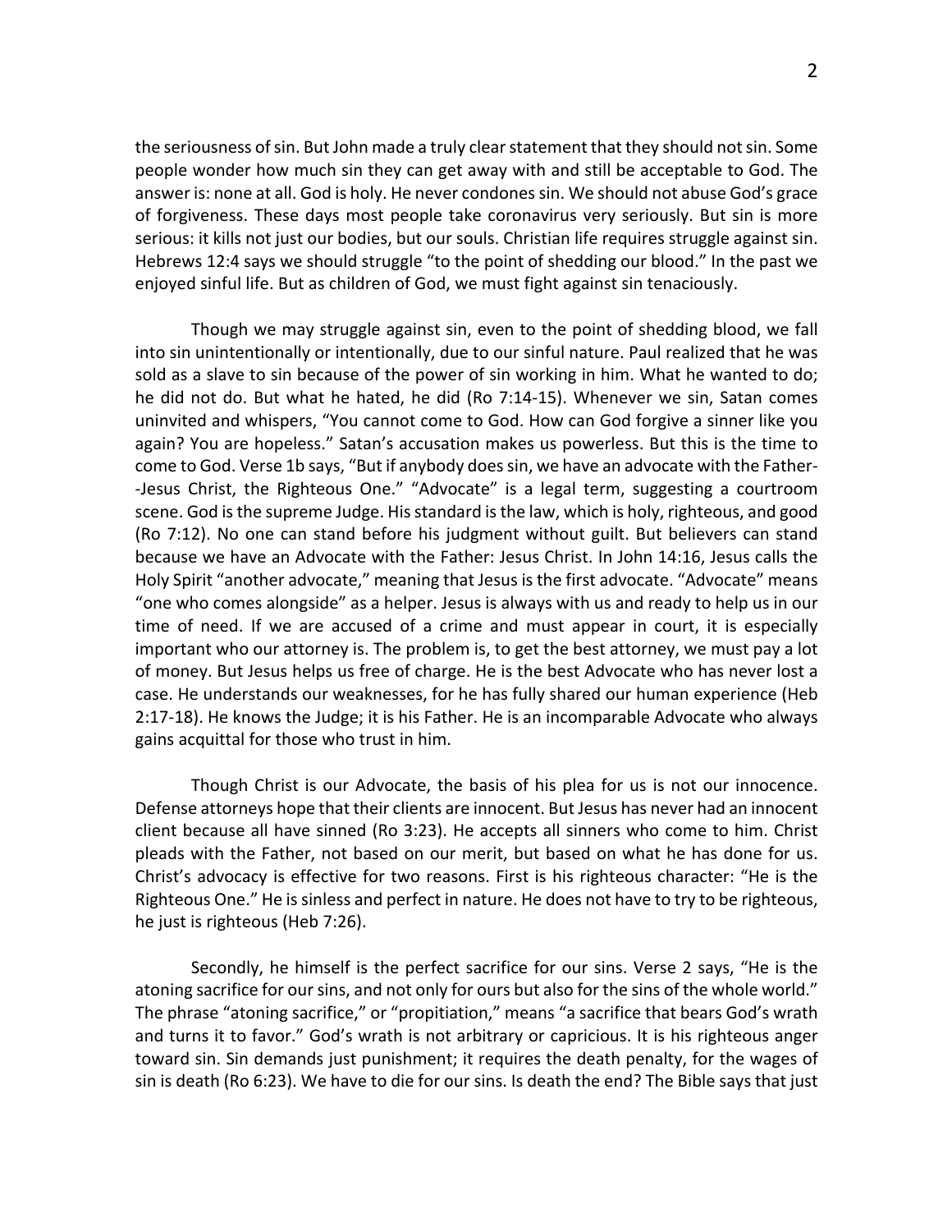the seriousness of sin. But John made a truly clear statement that they should not sin. Some people wonder how much sin they can get away with and still be acceptable to God. The answer is: none at all. God is holy. He never condones sin. We should not abuse God's grace of forgiveness. These days most people take coronavirus very seriously. But sin is more serious: it kills not just our bodies, but our souls. Christian life requires struggle against sin. Hebrews 12:4 says we should struggle "to the point of shedding our blood." In the past we enjoyed sinful life. But as children of God, we must fight against sin tenaciously.

Though we may struggle against sin, even to the point of shedding blood, we fall into sin unintentionally or intentionally, due to our sinful nature. Paul realized that he was sold as a slave to sin because of the power of sin working in him. What he wanted to do; he did not do. But what he hated, he did (Ro 7:14-15). Whenever we sin, Satan comes uninvited and whispers, "You cannot come to God. How can God forgive a sinner like you again? You are hopeless." Satan's accusation makes us powerless. But this is the time to come to God. Verse 1b says, "But if anybody does sin, we have an advocate with the Father--Jesus Christ, the Righteous One." "Advocate" is a legal term, suggesting a courtroom scene. God is the supreme Judge. His standard is the law, which is holy, righteous, and good (Ro 7:12). No one can stand before his judgment without guilt. But believers can stand because we have an Advocate with the Father: Jesus Christ. In John 14:16, Jesus calls the Holy Spirit "another advocate," meaning that Jesus is the first advocate. "Advocate" means "one who comes alongside" as a helper. Jesus is always with us and ready to help us in our time of need. If we are accused of a crime and must appear in court, it is especially important who our attorney is. The problem is, to get the best attorney, we must pay a lot of money. But Jesus helps us free of charge. He is the best Advocate who has never lost a case. He understands our weaknesses, for he has fully shared our human experience (Heb 2:17-18). He knows the Judge; it is his Father. He is an incomparable Advocate who always gains acquittal for those who trust in him.

Though Christ is our Advocate, the basis of his plea for us is not our innocence. Defense attorneys hope that their clients are innocent. But Jesus has never had an innocent client because all have sinned (Ro 3:23). He accepts all sinners who come to him. Christ pleads with the Father, not based on our merit, but based on what he has done for us. Christ's advocacy is effective for two reasons. First is his righteous character: "He is the Righteous One." He is sinless and perfect in nature. He does not have to try to be righteous, he just is righteous (Heb 7:26).

Secondly, he himself is the perfect sacrifice for our sins. Verse 2 says, "He is the atoning sacrifice for our sins, and not only for ours but also for the sins of the whole world." The phrase "atoning sacrifice," or "propitiation," means "a sacrifice that bears God's wrath and turns it to favor." God's wrath is not arbitrary or capricious. It is his righteous anger toward sin. Sin demands just punishment; it requires the death penalty, for the wages of sin is death (Ro 6:23). We have to die for our sins. Is death the end? The Bible says that just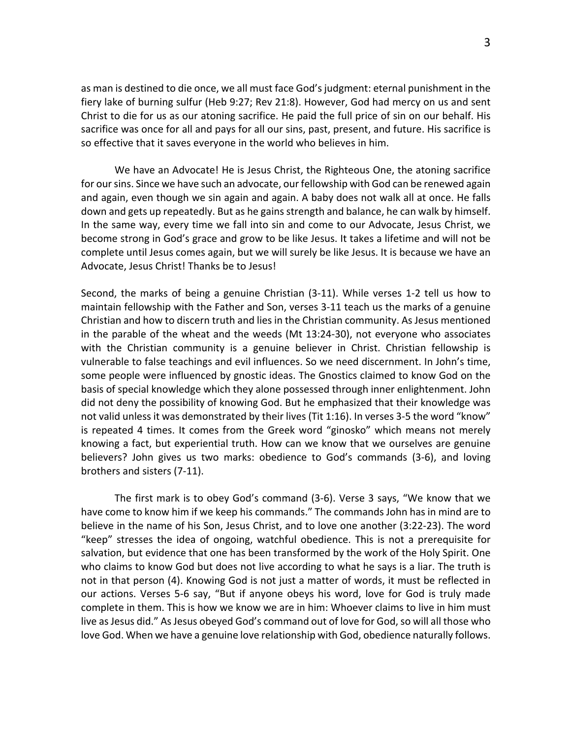as man is destined to die once, we all must face God's judgment: eternal punishment in the fiery lake of burning sulfur (Heb 9:27; Rev 21:8). However, God had mercy on us and sent Christ to die for us as our atoning sacrifice. He paid the full price of sin on our behalf. His sacrifice was once for all and pays for all our sins, past, present, and future. His sacrifice is so effective that it saves everyone in the world who believes in him.

We have an Advocate! He is Jesus Christ, the Righteous One, the atoning sacrifice for our sins. Since we have such an advocate, our fellowship with God can be renewed again and again, even though we sin again and again. A baby does not walk all at once. He falls down and gets up repeatedly. But as he gains strength and balance, he can walk by himself. In the same way, every time we fall into sin and come to our Advocate, Jesus Christ, we become strong in God's grace and grow to be like Jesus. It takes a lifetime and will not be complete until Jesus comes again, but we will surely be like Jesus. It is because we have an Advocate, Jesus Christ! Thanks be to Jesus!

Second, the marks of being a genuine Christian (3-11). While verses 1-2 tell us how to maintain fellowship with the Father and Son, verses 3-11 teach us the marks of a genuine Christian and how to discern truth and lies in the Christian community. As Jesus mentioned in the parable of the wheat and the weeds (Mt 13:24-30), not everyone who associates with the Christian community is a genuine believer in Christ. Christian fellowship is vulnerable to false teachings and evil influences. So we need discernment. In John's time, some people were influenced by gnostic ideas. The Gnostics claimed to know God on the basis of special knowledge which they alone possessed through inner enlightenment. John did not deny the possibility of knowing God. But he emphasized that their knowledge was not valid unless it was demonstrated by their lives (Tit 1:16). In verses 3-5 the word "know" is repeated 4 times. It comes from the Greek word "ginosko" which means not merely knowing a fact, but experiential truth. How can we know that we ourselves are genuine believers? John gives us two marks: obedience to God's commands (3-6), and loving brothers and sisters (7-11).

The first mark is to obey God's command (3-6). Verse 3 says, "We know that we have come to know him if we keep his commands." The commands John has in mind are to believe in the name of his Son, Jesus Christ, and to love one another (3:22-23). The word "keep" stresses the idea of ongoing, watchful obedience. This is not a prerequisite for salvation, but evidence that one has been transformed by the work of the Holy Spirit. One who claims to know God but does not live according to what he says is a liar. The truth is not in that person (4). Knowing God is not just a matter of words, it must be reflected in our actions. Verses 5-6 say, "But if anyone obeys his word, love for God is truly made complete in them. This is how we know we are in him: Whoever claims to live in him must live as Jesus did." As Jesus obeyed God's command out of love for God, so will all those who love God. When we have a genuine love relationship with God, obedience naturally follows.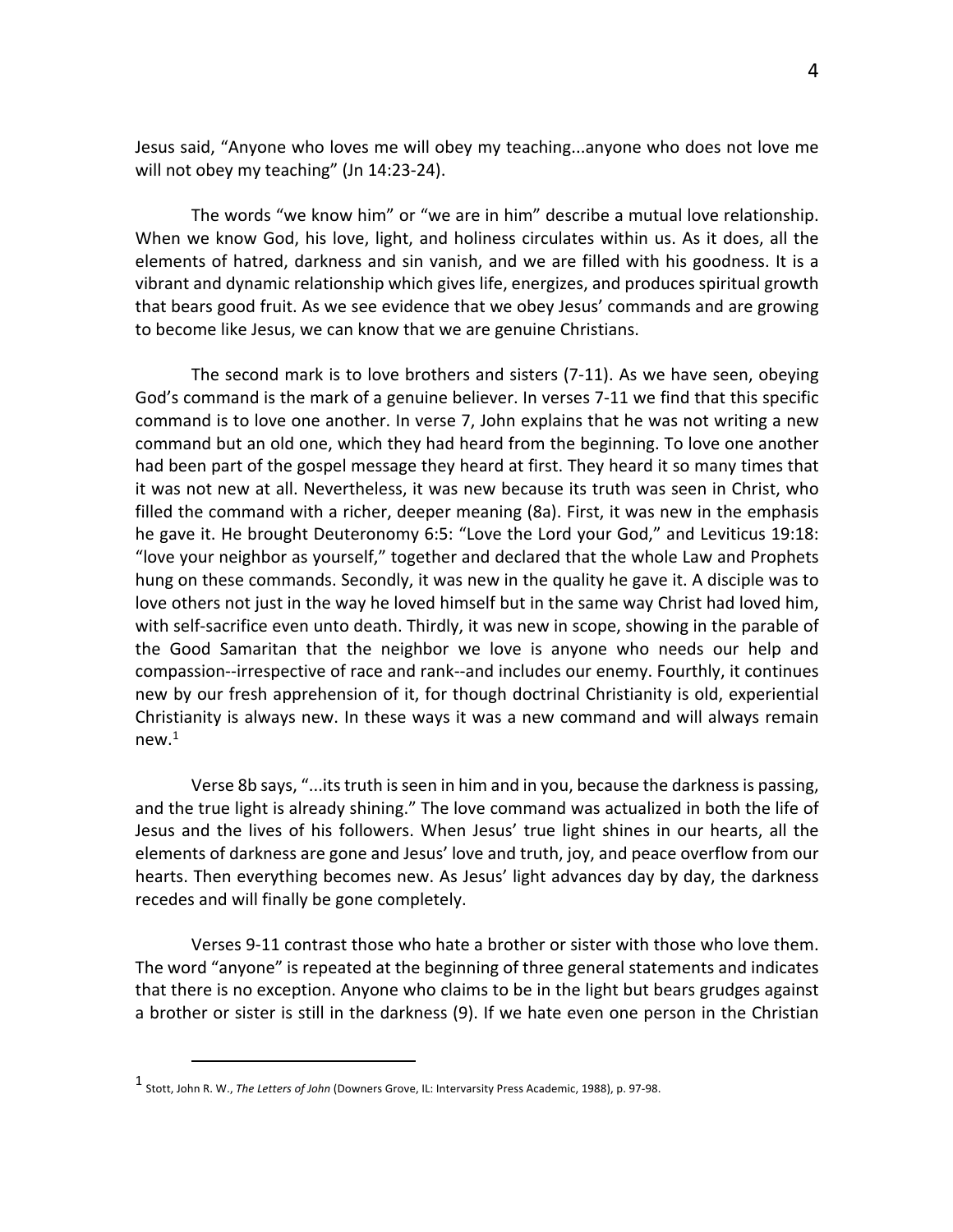Jesus said, "Anyone who loves me will obey my teaching...anyone who does not love me will not obey my teaching" (Jn 14:23-24).

The words "we know him" or "we are in him" describe a mutual love relationship. When we know God, his love, light, and holiness circulates within us. As it does, all the elements of hatred, darkness and sin vanish, and we are filled with his goodness. It is a vibrant and dynamic relationship which gives life, energizes, and produces spiritual growth that bears good fruit. As we see evidence that we obey Jesus' commands and are growing to become like Jesus, we can know that we are genuine Christians.

The second mark is to love brothers and sisters (7-11). As we have seen, obeying God's command is the mark of a genuine believer. In verses 7-11 we find that this specific command is to love one another. In verse 7, John explains that he was not writing a new command but an old one, which they had heard from the beginning. To love one another had been part of the gospel message they heard at first. They heard it so many times that it was not new at all. Nevertheless, it was new because its truth was seen in Christ, who filled the command with a richer, deeper meaning (8a). First, it was new in the emphasis he gave it. He brought Deuteronomy 6:5: "Love the Lord your God," and Leviticus 19:18: "love your neighbor as yourself," together and declared that the whole Law and Prophets hung on these commands. Secondly, it was new in the quality he gave it. A disciple was to love others not just in the way he loved himself but in the same way Christ had loved him, with self-sacrifice even unto death. Thirdly, it was new in scope, showing in the parable of the Good Samaritan that the neighbor we love is anyone who needs our help and compassion--irrespective of race and rank--and includes our enemy. Fourthly, it continues new by our fresh apprehension of it, for though doctrinal Christianity is old, experiential Christianity is always new. In these ways it was a new command and will always remain new.[1]

Verse 8b says, "...its truth is seen in him and in you, because the darkness is passing, and the true light is already shining." The love command was actualized in both the life of Jesus and the lives of his followers. When Jesus' true light shines in our hearts, all the elements of darkness are gone and Jesus' love and truth, joy, and peace overflow from our hearts. Then everything becomes new. As Jesus' light advances day by day, the darkness recedes and will finally be gone completely.

Verses 9-11 contrast those who hate a brother or sister with those who love them. The word "anyone" is repeated at the beginning of three general statements and indicates that there is no exception. Anyone who claims to be in the light but bears grudges against a brother or sister is still in the darkness (9). If we hate even one person in the Christian

---

[1] Stott, John R. W., *The Letters of John* (Downers Grove, IL: Intervarsity Press Academic, 1988), p. 97-98.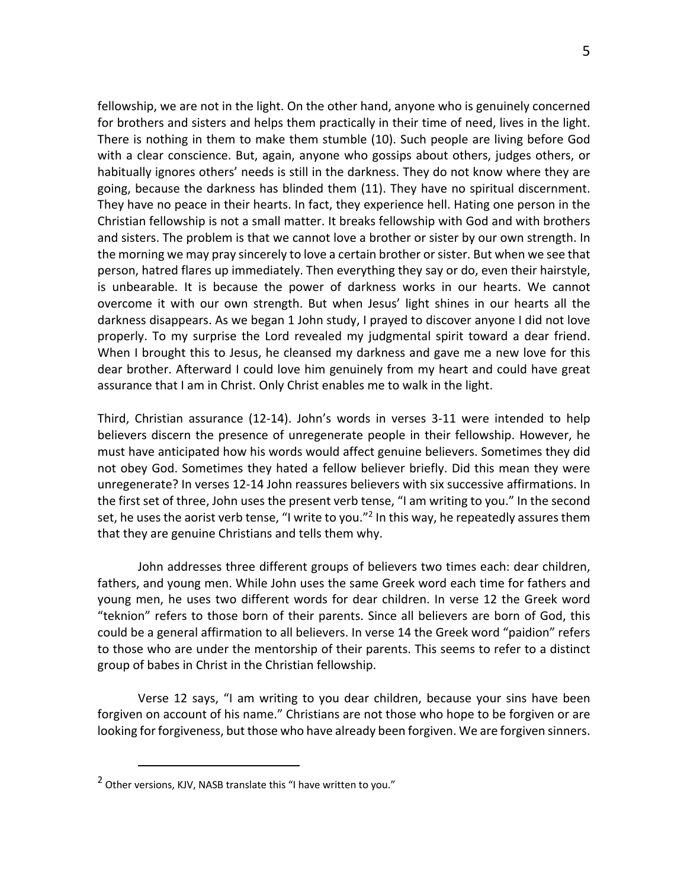fellowship, we are not in the light. On the other hand, anyone who is genuinely concerned for brothers and sisters and helps them practically in their time of need, lives in the light. There is nothing in them to make them stumble (10). Such people are living before God with a clear conscience. But, again, anyone who gossips about others, judges others, or habitually ignores others' needs is still in the darkness. They do not know where they are going, because the darkness has blinded them (11). They have no spiritual discernment. They have no peace in their hearts. In fact, they experience hell. Hating one person in the Christian fellowship is not a small matter. It breaks fellowship with God and with brothers and sisters. The problem is that we cannot love a brother or sister by our own strength. In the morning we may pray sincerely to love a certain brother or sister. But when we see that person, hatred flares up immediately. Then everything they say or do, even their hairstyle, is unbearable. It is because the power of darkness works in our hearts. We cannot overcome it with our own strength. But when Jesus' light shines in our hearts all the darkness disappears. As we began 1 John study, I prayed to discover anyone I did not love properly. To my surprise the Lord revealed my judgmental spirit toward a dear friend. When I brought this to Jesus, he cleansed my darkness and gave me a new love for this dear brother. Afterward I could love him genuinely from my heart and could have great assurance that I am in Christ. Only Christ enables me to walk in the light.

Third, Christian assurance (12-14). John's words in verses 3-11 were intended to help believers discern the presence of unregenerate people in their fellowship. However, he must have anticipated how his words would affect genuine believers. Sometimes they did not obey God. Sometimes they hated a fellow believer briefly. Did this mean they were unregenerate? In verses 12-14 John reassures believers with six successive affirmations. In the first set of three, John uses the present verb tense, "I am writing to you." In the second set, he uses the aorist verb tense, "I write to you."[2] In this way, he repeatedly assures them that they are genuine Christians and tells them why.

John addresses three different groups of believers two times each: dear children, fathers, and young men. While John uses the same Greek word each time for fathers and young men, he uses two different words for dear children. In verse 12 the Greek word "teknion" refers to those born of their parents. Since all believers are born of God, this could be a general affirmation to all believers. In verse 14 the Greek word "paidion" refers to those who are under the mentorship of their parents. This seems to refer to a distinct group of babes in Christ in the Christian fellowship.

Verse 12 says, "I am writing to you dear children, because your sins have been forgiven on account of his name." Christians are not those who hope to be forgiven or are looking for forgiveness, but those who have already been forgiven. We are forgiven sinners.

---

[2] Other versions, KJV, NASB translate this "I have written to you."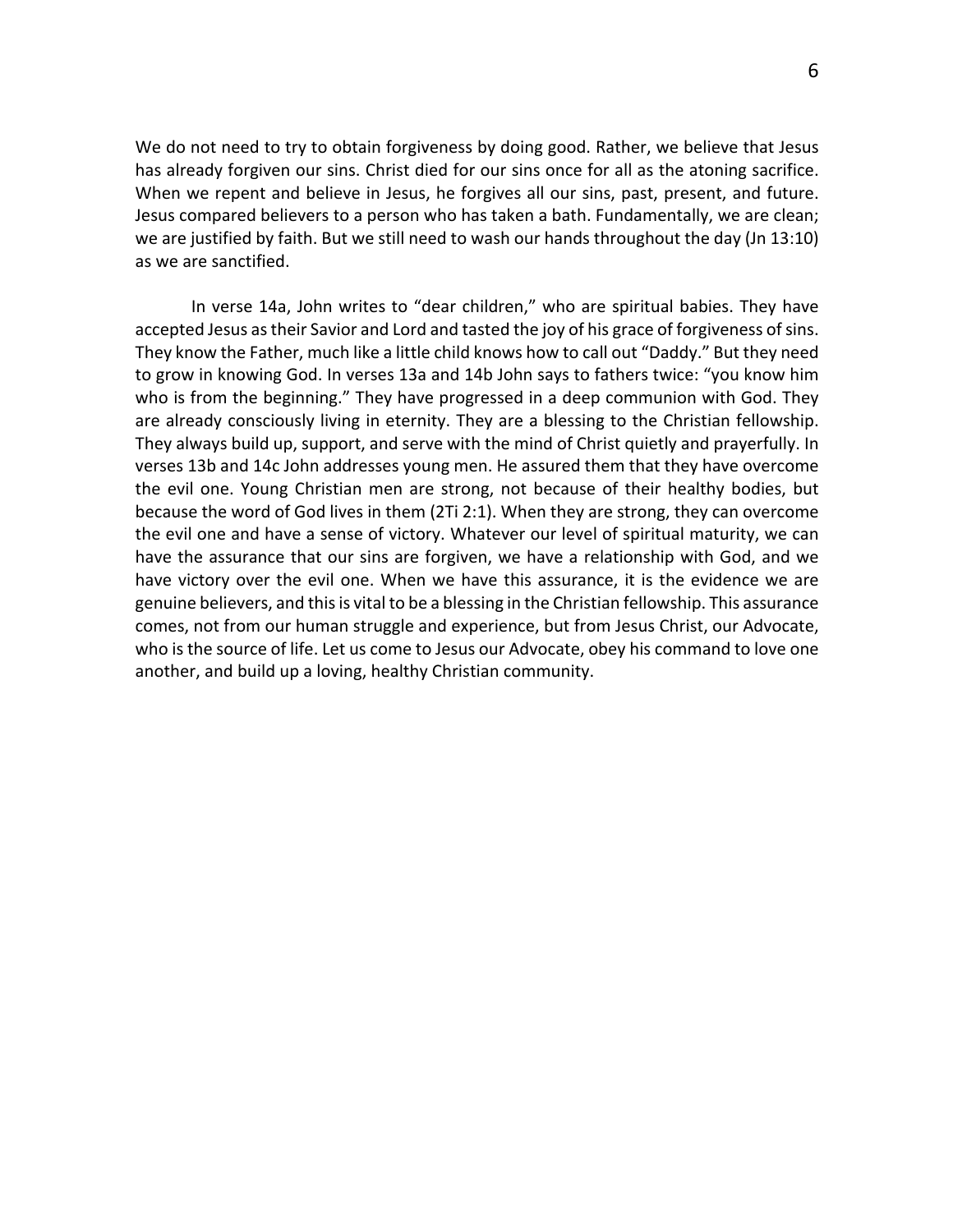We do not need to try to obtain forgiveness by doing good. Rather, we believe that Jesus has already forgiven our sins. Christ died for our sins once for all as the atoning sacrifice. When we repent and believe in Jesus, he forgives all our sins, past, present, and future. Jesus compared believers to a person who has taken a bath. Fundamentally, we are clean; we are justified by faith. But we still need to wash our hands throughout the day (Jn 13:10) as we are sanctified.

In verse 14a, John writes to "dear children," who are spiritual babies. They have accepted Jesus as their Savior and Lord and tasted the joy of his grace of forgiveness of sins. They know the Father, much like a little child knows how to call out "Daddy." But they need to grow in knowing God. In verses 13a and 14b John says to fathers twice: "you know him who is from the beginning." They have progressed in a deep communion with God. They are already consciously living in eternity. They are a blessing to the Christian fellowship. They always build up, support, and serve with the mind of Christ quietly and prayerfully. In verses 13b and 14c John addresses young men. He assured them that they have overcome the evil one. Young Christian men are strong, not because of their healthy bodies, but because the word of God lives in them (2Ti 2:1). When they are strong, they can overcome the evil one and have a sense of victory. Whatever our level of spiritual maturity, we can have the assurance that our sins are forgiven, we have a relationship with God, and we have victory over the evil one. When we have this assurance, it is the evidence we are genuine believers, and this is vital to be a blessing in the Christian fellowship. This assurance comes, not from our human struggle and experience, but from Jesus Christ, our Advocate, who is the source of life. Let us come to Jesus our Advocate, obey his command to love one another, and build up a loving, healthy Christian community.